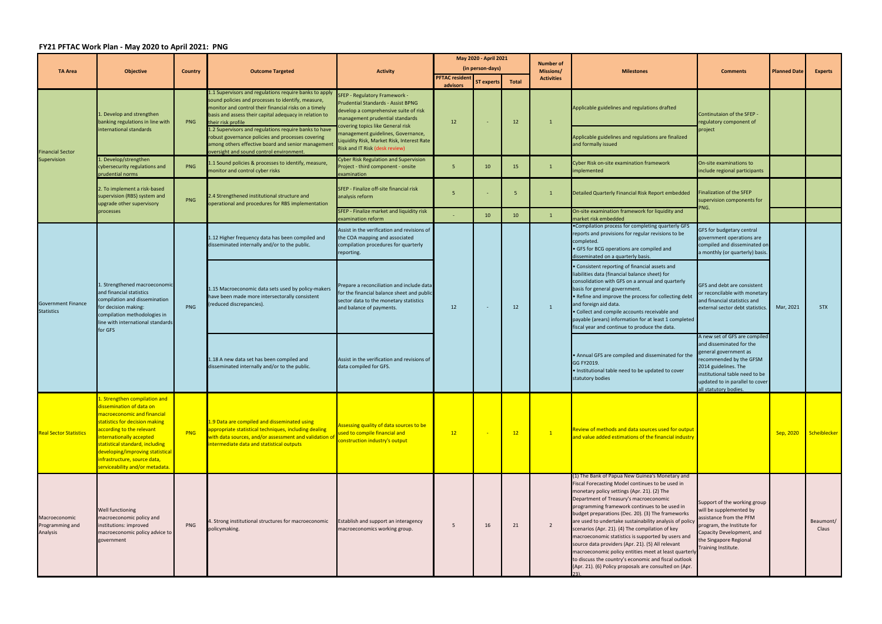## FY21 PFTAC Work Plan - May 2020 to April 2021: PNG

| TA Area | Objective | Country | Outcome Targeted | Activity | May 2020 - April 2021 (in person-days) | | | Number of Missions/ Activities | Milestones | Comments | Planned Date | Experts |
|---|---|---|---|---|---|---|---|---|---|---|---|---|
| | | | | | PFTAC resident advisors | ST experts | Total | | | | | |
| Financial Sector Supervision | 1. Develop and strengthen banking regulations in line with international standards | PNG | 1.1 Supervisors and regulations require banks to apply sound policies and processes to identify, measure, monitor and control their financial risks on a timely basis and assess their capital adequacy in relation to their risk profile<br>1.2 Supervisors and regulations require banks to have robust governance policies and processes covering among others effective board and senior management oversight and sound control environment. | SFEP - Regulatory Framework - Prudential Standards - Assist BPNG develop a comprehensive suite of risk management prudential standards covering topics like General risk management guidelines, Governance, Liquidity Risk, Market Risk, Interest Rate Risk and IT Risk (desk review) | 12 | - | 12 | 1 | Applicable guidelines and regulations drafted<br>Applicable guidelines and regulations are finalized and formally issued | Continutaion of the SFEP - regulatory component of project | | |
| | 1. Develop/strengthen cybersecurity regulations and prudential norms | PNG | 1.1 Sound policies & processes to identify, measure, monitor and control cyber risks | Cyber Risk Regulation and Supervision Project - third component - onsite examination | 5 | 10 | 15 | 1 | Cyber Risk on-site examination framework implemented | On-site examinations to include regional participants | | |
| | 2. To implement a risk-based supervision (RBS) system and upgrade other supervisory processes | PNG | 2.4 Strengthened institutional structure and operational and procedures for RBS implementation | SFEP - Finalize off-site financial risk analysis reform | 5 | - | 5 | 1 | Detailed Quarterly Financial Risk Report embedded | Finalization of the SFEP supervision components for PNG. | | |
| | | | | SFEP - Finalize market and liquidity risk examination reform | - | 10 | 10 | 1 | On-site examination framework for liquidity and market risk embedded | | | |
| Government Finance Statistics | 1. Strengthened macroeconomic and financial statistics compilation and dissemination for decision making: compilation methodologies in line with international standards for GFS | PNG | 1.12 Higher frequency data has been compiled and disseminated internally and/or to the public. | Assist in the verification and revisions of the COA mapping and associated compilation procedures for quarterly reporting. | 12 | - | 12 | 1 | •Compilation process for completing quarterly GFS reports and provisions for regular revisions to be completed.<br>• GFS for BCG operations are compiled and disseminated on a quarterly basis. | GFS for budgetary central government operations are compiled and disseminated on a monthly (or quarterly) basis. | Mar, 2021 | STX |
| | | | 1.15 Macroeconomic data sets used by policy-makers have been made more intersectorally consistent (reduced discrepancies). | Prepare a reconciliation and include data for the financial balance sheet and public sector data to the monetary statistics and balance of payments. | | | | | • Consistent reporting of financial assets and liabilities data (financial balance sheet) for consolidation with GFS on a annual and quarterly basis for general government.<br>• Refine and improve the process for collecting debt and foreign aid data.<br>• Collect and compile accounts receivable and payable (arears) information for at least 1 completed fiscal year and continue to produce the data. | GFS and debt are consistent or reconcilable with monetary and financial statistics and external sector debt statistics. | | |
| | | | 1.18 A new data set has been compiled and disseminated internally and/or to the public. | Assist in the verification and revisions of data compiled for GFS. | | | | | • Annual GFS are compiled and disseminated for the GG FY2019.<br>• Institutional table need to be updated to cover statutory bodies | A new set of GFS are compiled and disseminated for the general government as recommended by the GFSM 2014 guidelines. The institutional table need to be updated to in parallel to cover all statutory bodies. | | |
| Real Sector Statistics | 1. Strengthen compilation and dissemination of data on macroeconomic and financial statistics for decision making according to the relevant internationally accepted statistical standard, including developing/improving statistical infrastructure, source data, serviceability and/or metadata. | PNG | 1.9 Data are compiled and disseminated using appropriate statistical techniques, including dealing with data sources, and/or assessment and validation of intermediate data and statistical outputs | Assessing quality of data sources to be used to compile financial and construction industry's output | 12 | - | 12 | 1 | Review of methods and data sources used for output and value added estimations of the financial industry | | Sep, 2020 | Scheiblecker |
| Macroeconomic Programming and Analysis | Well functioning macroeconomic policy and institutions: improved macroeconomic policy advice to government | PNG | 4. Strong institutional structures for macroeconomic policymaking. | Establish and support an interagency macroeconomics working group. | 5 | 16 | 21 | 2 | (1) The Bank of Papua New Guinea's Monetary and Fiscal Forecasting Model continues to be used in monetary policy settings (Apr. 21). (2) The Department of Treasury's macroeconomic programming framework continues to be used in budget preparations (Dec. 20). (3) The frameworks are used to undertake sustainability analysis of policy scenarios (Apr. 21). (4) The compilation of key macroeconomic statistics is supported by users and source data providers (Apr. 21). (5) All relevant macroeconomic policy entities meet at least quarterly to discuss the country's economic and fiscal outlook (Apr. 21). (6) Policy proposals are consulted on (Apr. 23). | Support of the working group will be supplemented by assistance from the PFM program, the Institute for Capacity Development, and the Singapore Regional Training Institute. | | Beaumont/ Claus |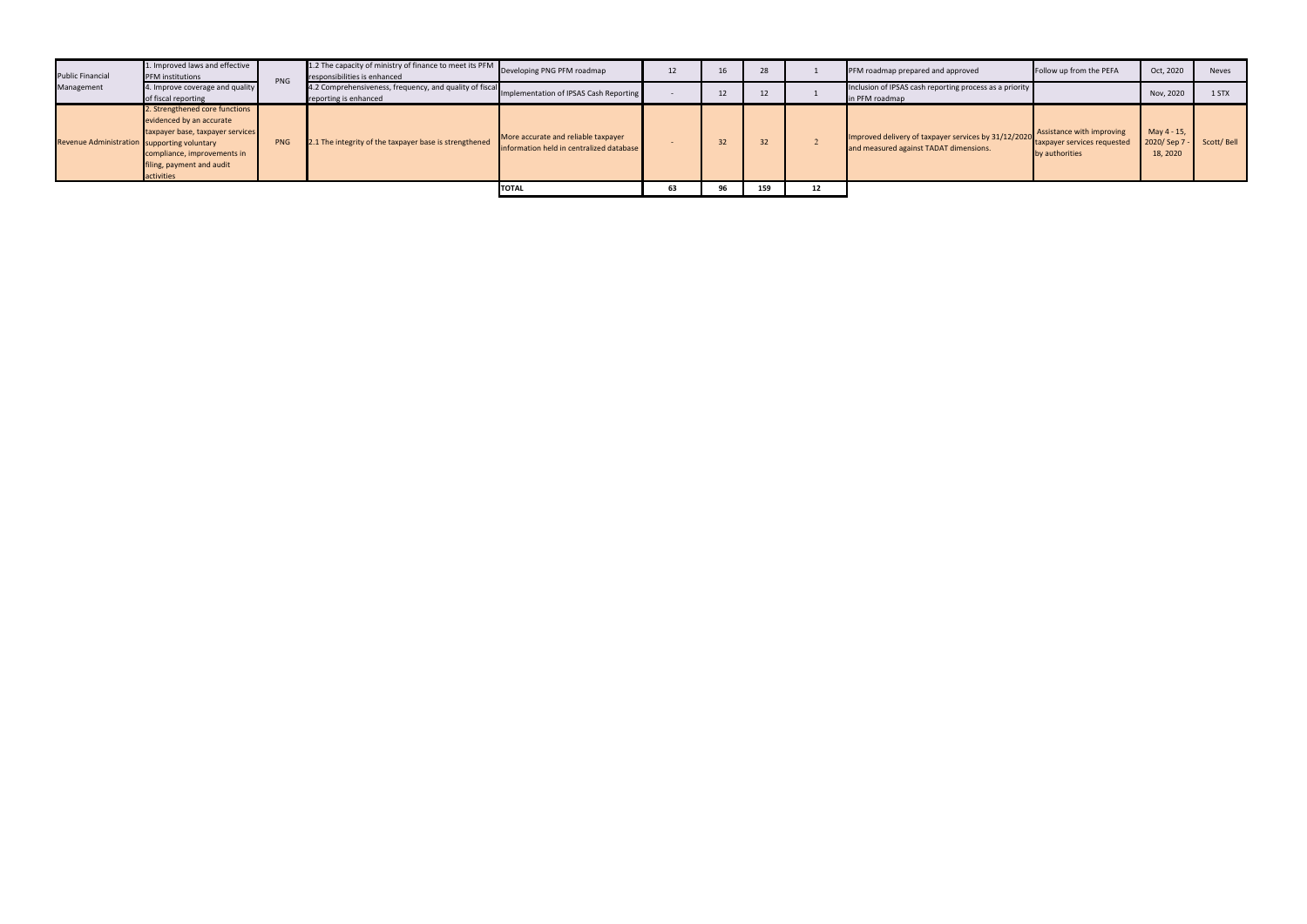| | | | | | | | | | | | | |
|---|---|---|---|---|---|---|---|---|---|---|---|---|
| Public Financial Management | 1. Improved laws and effective PFM institutions | PNG | 1.2 The capacity of ministry of finance to meet its PFM responsibilities is enhanced | Developing PNG PFM roadmap | 12 | 16 | 28 | 1 | PFM roadmap prepared and approved | Follow up from the PEFA | Oct, 2020 | Neves |
| | 4. Improve coverage and quality of fiscal reporting | | 4.2 Comprehensiveness, frequency, and quality of fiscal reporting is enhanced | Implementation of IPSAS Cash Reporting | - | 12 | 12 | 1 | Inclusion of IPSAS cash reporting process as a priority in PFM roadmap | | Nov, 2020 | 1 STX |
| Revenue Administration | 2. Strengthened core functions evidenced by an accurate taxpayer base, taxpayer services supporting voluntary compliance, improvements in filing, payment and audit activities | PNG | 2.1 The integrity of the taxpayer base is strengthened | More accurate and reliable taxpayer information held in centralized database | - | 32 | 32 | 2 | Improved delivery of taxpayer services by 31/12/2020 and measured against TADAT dimensions. | Assistance with improving taxpayer services requested by authorities | May 4 - 15, 2020/ Sep 7 - 18, 2020 | Scott/ Bell |
| | | | | TOTAL | 63 | 96 | 159 | 12 | | | | |